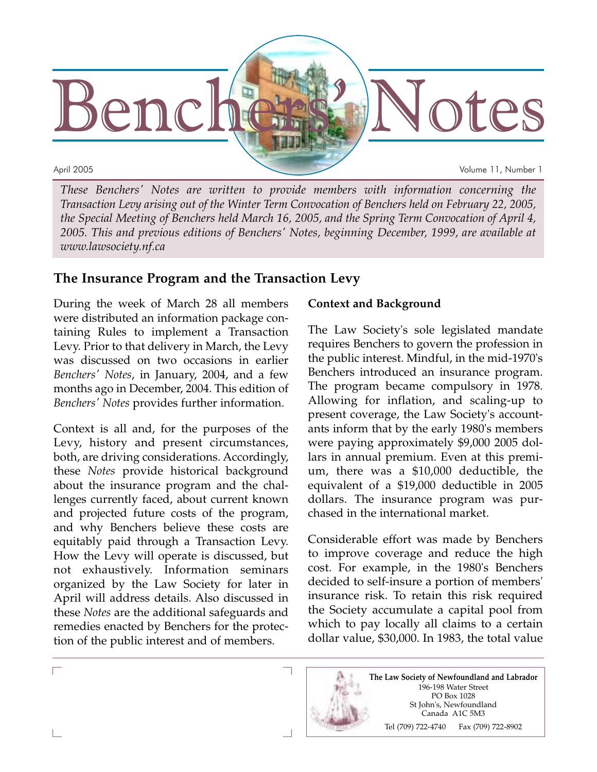# Benchers' Notes

April 2005

Volume 11, Number 1

*These Benchers' Notes are written to provide members with information concerning the Transaction Levy arising out of the Winter Term Convocation of Benchers held on February 22, 2005, the Special Meeting of Benchers held March 16, 2005, and the Spring Term Convocation of April 4, 2005. This and previous editions of Benchers' Notes, beginning December, 1999, are available at www.lawsociety.nf.ca*

## The Insurance Program and the Transaction Levy

During the week of March 28 all members were distributed an information package containing Rules to implement a Transaction Levy. Prior to that delivery in March, the Levy was discussed on two occasions in earlier *Benchers' Notes*, in January, 2004, and a few months ago in December, 2004. This edition of *Benchers' Notes* provides further information.

Context is all and, for the purposes of the Levy, history and present circumstances, both, are driving considerations. Accordingly, these *Notes* provide historical background about the insurance program and the challenges currently faced, about current known and projected future costs of the program, and why Benchers believe these costs are equitably paid through a Transaction Levy. How the Levy will operate is discussed, but not exhaustively. Information seminars organized by the Law Society for later in April will address details. Also discussed in these *Notes* are the additional safeguards and remedies enacted by Benchers for the protection of the public interest and of members.

### Context and Background

The Law Society's sole legislated mandate requires Benchers to govern the profession in the public interest. Mindful, in the mid-1970's Benchers introduced an insurance program. The program became compulsory in 1978. Allowing for inflation, and scaling-up to present coverage, the Law Society's accountants inform that by the early 1980's members were paying approximately $9,000 2005 dollars in annual premium. Even at this premium, there was a $10,000 deductible, the equivalent of a $19,000 deductible in 2005 dollars. The insurance program was purchased in the international market.

Considerable effort was made by Benchers to improve coverage and reduce the high cost. For example, in the 1980's Benchers decided to self-insure a portion of members' insurance risk. To retain this risk required the Society accumulate a capital pool from which to pay locally all claims to a certain dollar value, $30,000. In 1983, the total value

**The Law Society of Newfoundland and Labrador**
196-198 Water Street
PO Box 1028
St John's, Newfoundland
Canada A1C 5M3
Tel (709) 722-4740 Fax (709) 722-8902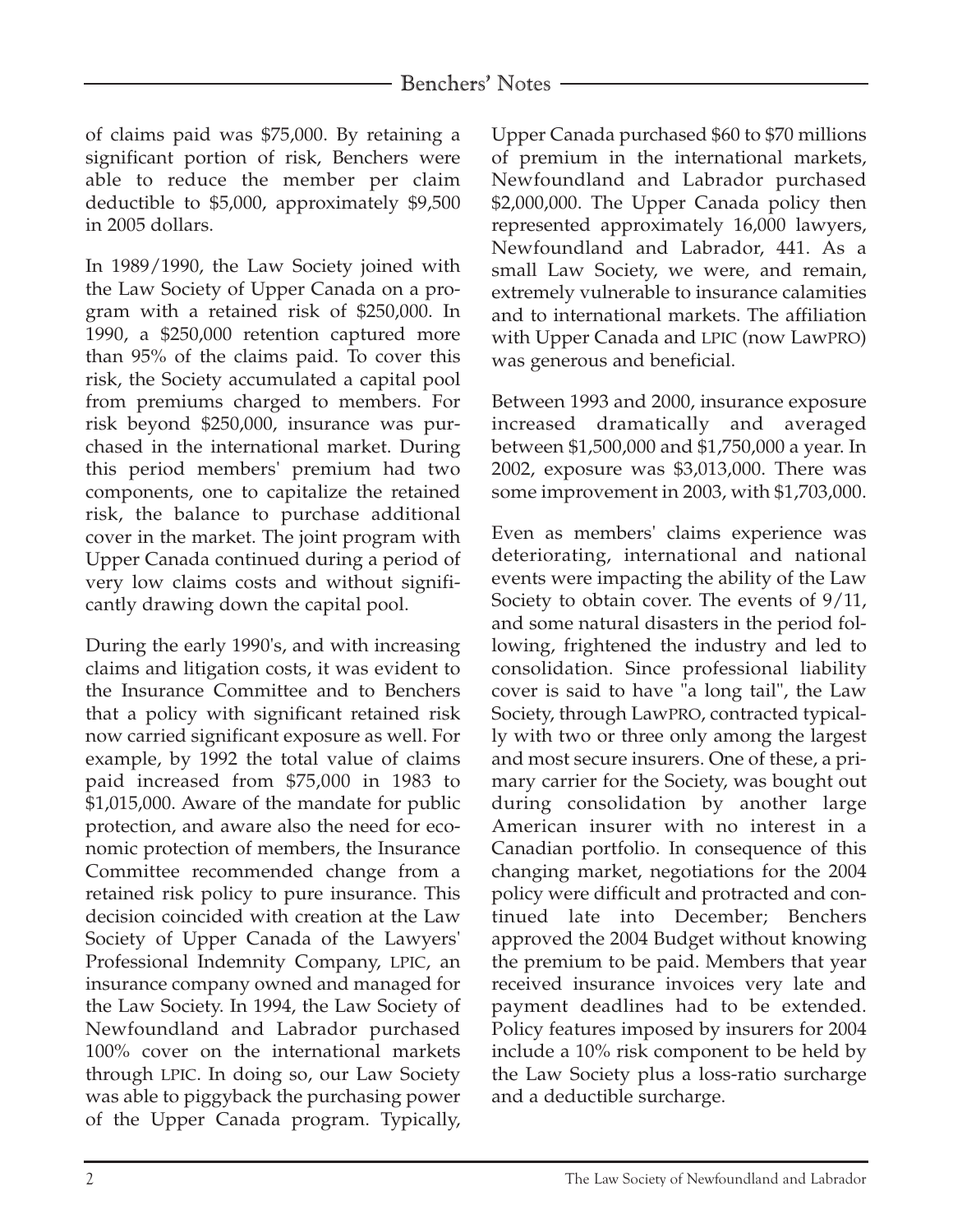of claims paid was $75,000. By retaining a significant portion of risk, Benchers were able to reduce the member per claim deductible to $5,000, approximately $9,500 in 2005 dollars.

In 1989/1990, the Law Society joined with the Law Society of Upper Canada on a program with a retained risk of $250,000. In 1990, a $250,000 retention captured more than 95% of the claims paid. To cover this risk, the Society accumulated a capital pool from premiums charged to members. For risk beyond $250,000, insurance was purchased in the international market. During this period members' premium had two components, one to capitalize the retained risk, the balance to purchase additional cover in the market. The joint program with Upper Canada continued during a period of very low claims costs and without significantly drawing down the capital pool.

During the early 1990's, and with increasing claims and litigation costs, it was evident to the Insurance Committee and to Benchers that a policy with significant retained risk now carried significant exposure as well. For example, by 1992 the total value of claims paid increased from $75,000 in 1983 to $1,015,000. Aware of the mandate for public protection, and aware also the need for economic protection of members, the Insurance Committee recommended change from a retained risk policy to pure insurance. This decision coincided with creation at the Law Society of Upper Canada of the Lawyers' Professional Indemnity Company, LPIC, an insurance company owned and managed for the Law Society. In 1994, the Law Society of Newfoundland and Labrador purchased 100% cover on the international markets through LPIC. In doing so, our Law Society was able to piggyback the purchasing power of the Upper Canada program. Typically, Upper Canada purchased $60 to $70 millions of premium in the international markets, Newfoundland and Labrador purchased $2,000,000. The Upper Canada policy then represented approximately 16,000 lawyers, Newfoundland and Labrador, 441. As a small Law Society, we were, and remain, extremely vulnerable to insurance calamities and to international markets. The affiliation with Upper Canada and LPIC (now LawPRO) was generous and beneficial.

Between 1993 and 2000, insurance exposure increased dramatically and averaged between $1,500,000 and $1,750,000 a year. In 2002, exposure was $3,013,000. There was some improvement in 2003, with $1,703,000.

Even as members' claims experience was deteriorating, international and national events were impacting the ability of the Law Society to obtain cover. The events of 9/11, and some natural disasters in the period following, frightened the industry and led to consolidation. Since professional liability cover is said to have "a long tail", the Law Society, through LawPRO, contracted typically with two or three only among the largest and most secure insurers. One of these, a primary carrier for the Society, was bought out during consolidation by another large American insurer with no interest in a Canadian portfolio. In consequence of this changing market, negotiations for the 2004 policy were difficult and protracted and continued late into December; Benchers approved the 2004 Budget without knowing the premium to be paid. Members that year received insurance invoices very late and payment deadlines had to be extended. Policy features imposed by insurers for 2004 include a 10% risk component to be held by the Law Society plus a loss-ratio surcharge and a deductible surcharge.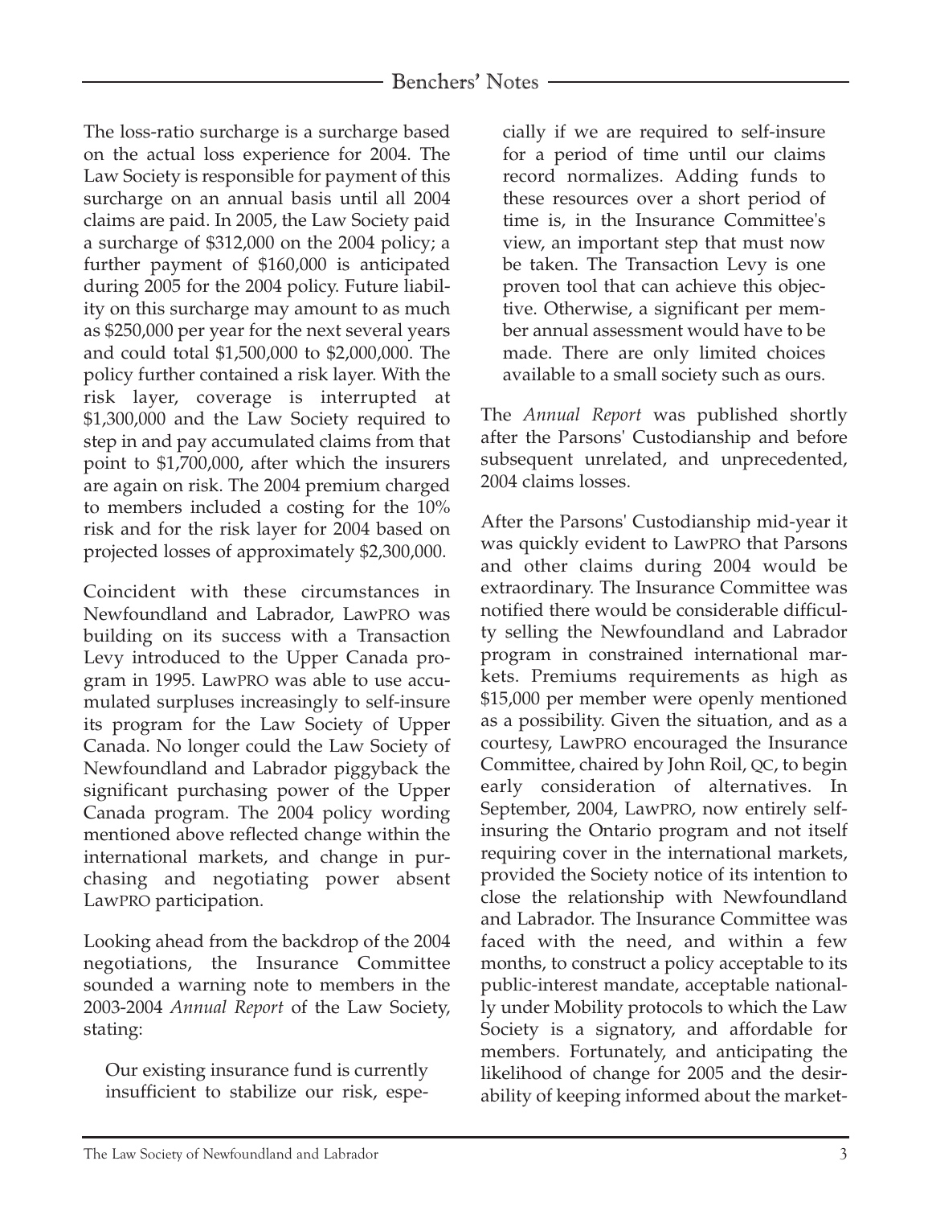The loss-ratio surcharge is a surcharge based on the actual loss experience for 2004. The Law Society is responsible for payment of this surcharge on an annual basis until all 2004 claims are paid. In 2005, the Law Society paid a surcharge of $312,000 on the 2004 policy; a further payment of $160,000 is anticipated during 2005 for the 2004 policy. Future liability on this surcharge may amount to as much as $250,000 per year for the next several years and could total $1,500,000 to $2,000,000. The policy further contained a risk layer. With the risk layer, coverage is interrupted at $1,300,000 and the Law Society required to step in and pay accumulated claims from that point to $1,700,000, after which the insurers are again on risk. The 2004 premium charged to members included a costing for the 10% risk and for the risk layer for 2004 based on projected losses of approximately $2,300,000.

Coincident with these circumstances in Newfoundland and Labrador, LawPRO was building on its success with a Transaction Levy introduced to the Upper Canada program in 1995. LawPRO was able to use accumulated surpluses increasingly to self-insure its program for the Law Society of Upper Canada. No longer could the Law Society of Newfoundland and Labrador piggyback the significant purchasing power of the Upper Canada program. The 2004 policy wording mentioned above reflected change within the international markets, and change in purchasing and negotiating power absent LawPRO participation.

Looking ahead from the backdrop of the 2004 negotiations, the Insurance Committee sounded a warning note to members in the 2003-2004 *Annual Report* of the Law Society, stating:

> Our existing insurance fund is currently insufficient to stabilize our risk, especially if we are required to self-insure for a period of time until our claims record normalizes. Adding funds to these resources over a short period of time is, in the Insurance Committee's view, an important step that must now be taken. The Transaction Levy is one proven tool that can achieve this objective. Otherwise, a significant per member annual assessment would have to be made. There are only limited choices available to a small society such as ours.

The *Annual Report* was published shortly after the Parsons' Custodianship and before subsequent unrelated, and unprecedented, 2004 claims losses.

After the Parsons' Custodianship mid-year it was quickly evident to LawPRO that Parsons and other claims during 2004 would be extraordinary. The Insurance Committee was notified there would be considerable difficulty selling the Newfoundland and Labrador program in constrained international markets. Premiums requirements as high as $15,000 per member were openly mentioned as a possibility. Given the situation, and as a courtesy, LawPRO encouraged the Insurance Committee, chaired by John Roil, QC, to begin early consideration of alternatives. In September, 2004, LawPRO, now entirely self-insuring the Ontario program and not itself requiring cover in the international markets, provided the Society notice of its intention to close the relationship with Newfoundland and Labrador. The Insurance Committee was faced with the need, and within a few months, to construct a policy acceptable to its public-interest mandate, acceptable nationally under Mobility protocols to which the Law Society is a signatory, and affordable for members. Fortunately, and anticipating the likelihood of change for 2005 and the desirability of keeping informed about the market-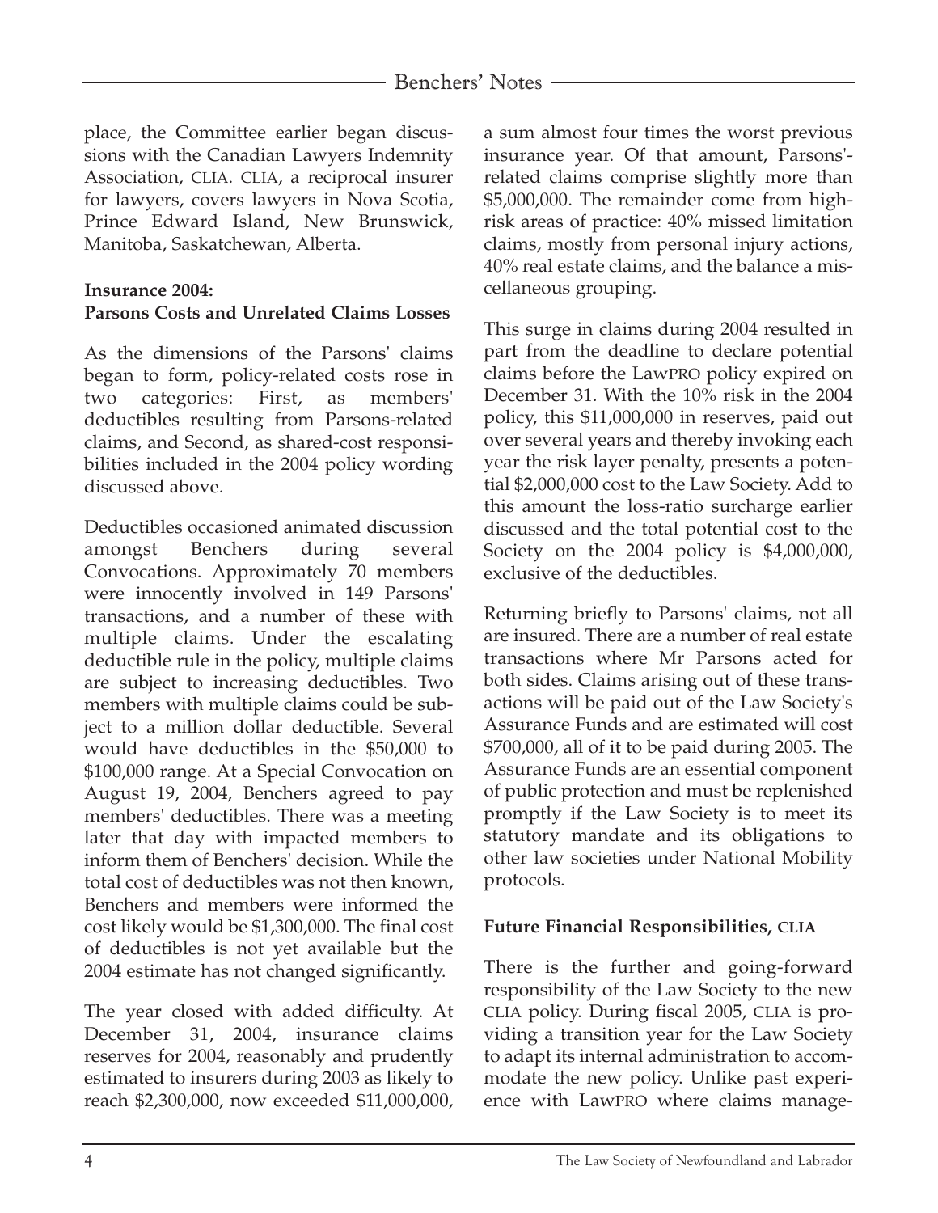place, the Committee earlier began discussions with the Canadian Lawyers Indemnity Association, CLIA. CLIA, a reciprocal insurer for lawyers, covers lawyers in Nova Scotia, Prince Edward Island, New Brunswick, Manitoba, Saskatchewan, Alberta.

**Insurance 2004:**
**Parsons Costs and Unrelated Claims Losses**

As the dimensions of the Parsons' claims began to form, policy-related costs rose in two categories: First, as members' deductibles resulting from Parsons-related claims, and Second, as shared-cost responsibilities included in the 2004 policy wording discussed above.

Deductibles occasioned animated discussion amongst Benchers during several Convocations. Approximately 70 members were innocently involved in 149 Parsons' transactions, and a number of these with multiple claims. Under the escalating deductible rule in the policy, multiple claims are subject to increasing deductibles. Two members with multiple claims could be subject to a million dollar deductible. Several would have deductibles in the $50,000 to $100,000 range. At a Special Convocation on August 19, 2004, Benchers agreed to pay members' deductibles. There was a meeting later that day with impacted members to inform them of Benchers' decision. While the total cost of deductibles was not then known, Benchers and members were informed the cost likely would be $1,300,000. The final cost of deductibles is not yet available but the 2004 estimate has not changed significantly.

The year closed with added difficulty. At December 31, 2004, insurance claims reserves for 2004, reasonably and prudently estimated to insurers during 2003 as likely to reach $2,300,000, now exceeded $11,000,000, a sum almost four times the worst previous insurance year. Of that amount, Parsons'-related claims comprise slightly more than $5,000,000. The remainder come from high-risk areas of practice: 40% missed limitation claims, mostly from personal injury actions, 40% real estate claims, and the balance a miscellaneous grouping.

This surge in claims during 2004 resulted in part from the deadline to declare potential claims before the LawPRO policy expired on December 31. With the 10% risk in the 2004 policy, this $11,000,000 in reserves, paid out over several years and thereby invoking each year the risk layer penalty, presents a potential $2,000,000 cost to the Law Society. Add to this amount the loss-ratio surcharge earlier discussed and the total potential cost to the Society on the 2004 policy is $4,000,000, exclusive of the deductibles.

Returning briefly to Parsons' claims, not all are insured. There are a number of real estate transactions where Mr Parsons acted for both sides. Claims arising out of these transactions will be paid out of the Law Society's Assurance Funds and are estimated will cost $700,000, all of it to be paid during 2005. The Assurance Funds are an essential component of public protection and must be replenished promptly if the Law Society is to meet its statutory mandate and its obligations to other law societies under National Mobility protocols.

**Future Financial Responsibilities, CLIA**

There is the further and going-forward responsibility of the Law Society to the new CLIA policy. During fiscal 2005, CLIA is providing a transition year for the Law Society to adapt its internal administration to accommodate the new policy. Unlike past experience with LawPRO where claims manage-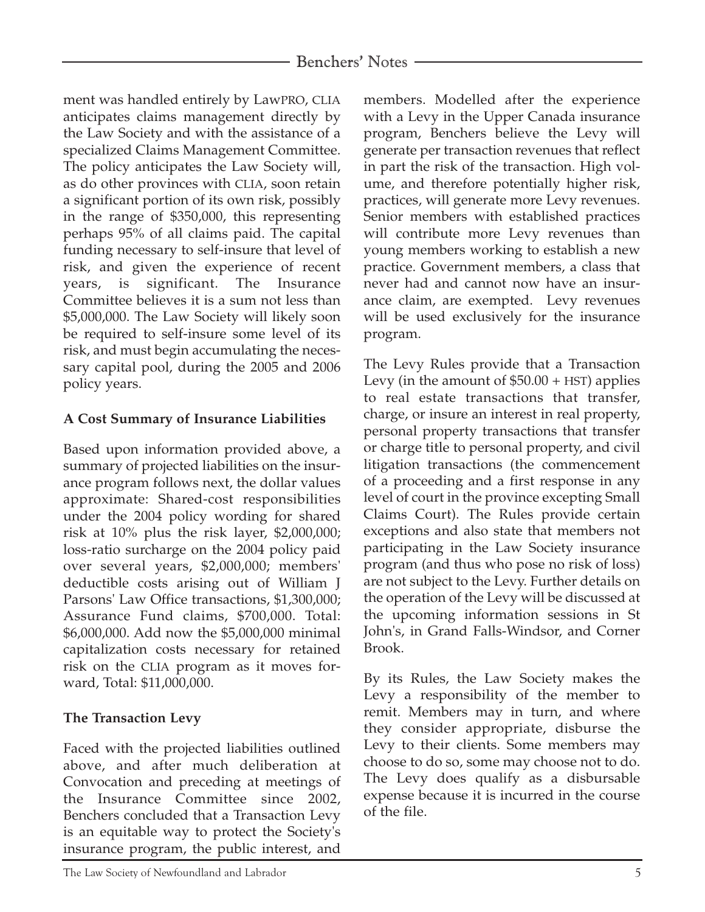ment was handled entirely by LawPRO, CLIA anticipates claims management directly by the Law Society and with the assistance of a specialized Claims Management Committee. The policy anticipates the Law Society will, as do other provinces with CLIA, soon retain a significant portion of its own risk, possibly in the range of $350,000, this representing perhaps 95% of all claims paid. The capital funding necessary to self-insure that level of risk, and given the experience of recent years, is significant. The Insurance Committee believes it is a sum not less than $5,000,000. The Law Society will likely soon be required to self-insure some level of its risk, and must begin accumulating the necessary capital pool, during the 2005 and 2006 policy years.

**A Cost Summary of Insurance Liabilities**

Based upon information provided above, a summary of projected liabilities on the insurance program follows next, the dollar values approximate: Shared-cost responsibilities under the 2004 policy wording for shared risk at 10% plus the risk layer, $2,000,000; loss-ratio surcharge on the 2004 policy paid over several years, $2,000,000; members' deductible costs arising out of William J Parsons' Law Office transactions, $1,300,000; Assurance Fund claims, $700,000. Total: $6,000,000. Add now the $5,000,000 minimal capitalization costs necessary for retained risk on the CLIA program as it moves forward, Total: $11,000,000.

**The Transaction Levy**

Faced with the projected liabilities outlined above, and after much deliberation at Convocation and preceding at meetings of the Insurance Committee since 2002, Benchers concluded that a Transaction Levy is an equitable way to protect the Society's insurance program, the public interest, and members. Modelled after the experience with a Levy in the Upper Canada insurance program, Benchers believe the Levy will generate per transaction revenues that reflect in part the risk of the transaction. High volume, and therefore potentially higher risk, practices, will generate more Levy revenues. Senior members with established practices will contribute more Levy revenues than young members working to establish a new practice. Government members, a class that never had and cannot now have an insurance claim, are exempted. Levy revenues will be used exclusively for the insurance program.

The Levy Rules provide that a Transaction Levy (in the amount of $50.00 + HST) applies to real estate transactions that transfer, charge, or insure an interest in real property, personal property transactions that transfer or charge title to personal property, and civil litigation transactions (the commencement of a proceeding and a first response in any level of court in the province excepting Small Claims Court). The Rules provide certain exceptions and also state that members not participating in the Law Society insurance program (and thus who pose no risk of loss) are not subject to the Levy. Further details on the operation of the Levy will be discussed at the upcoming information sessions in St John's, in Grand Falls-Windsor, and Corner Brook.

By its Rules, the Law Society makes the Levy a responsibility of the member to remit. Members may in turn, and where they consider appropriate, disburse the Levy to their clients. Some members may choose to do so, some may choose not to do. The Levy does qualify as a disbursable expense because it is incurred in the course of the file.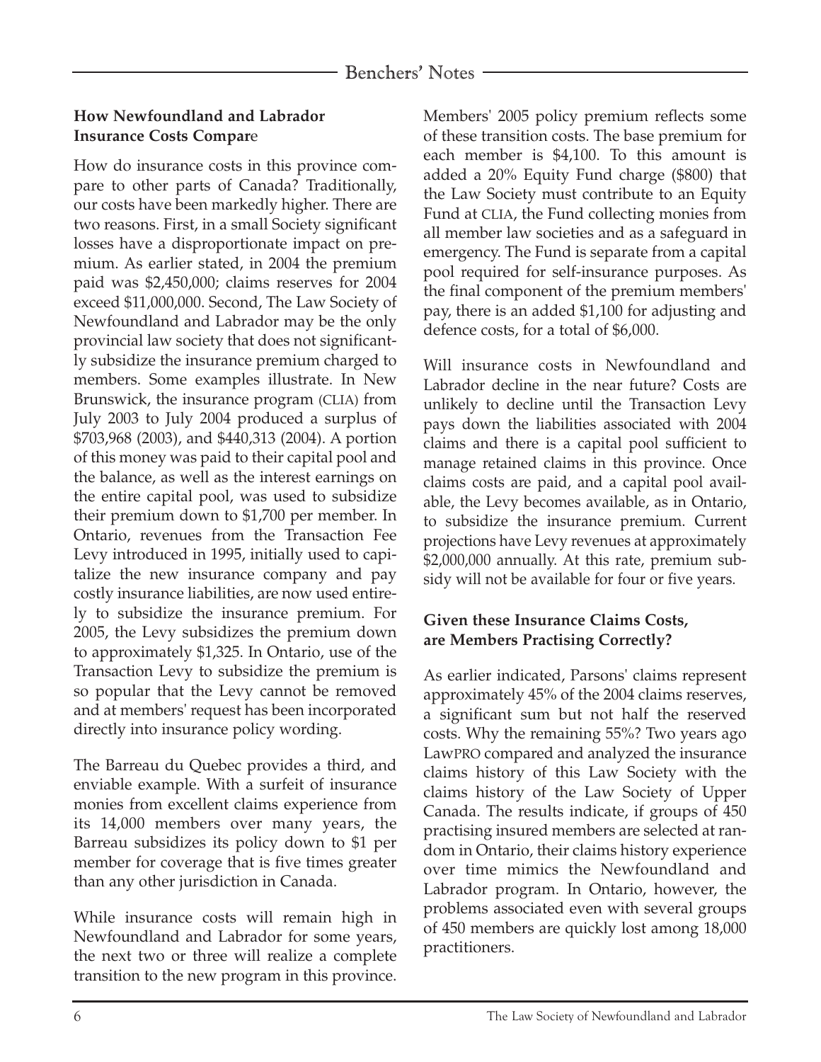## How Newfoundland and Labrador Insurance Costs Compare

How do insurance costs in this province compare to other parts of Canada? Traditionally, our costs have been markedly higher. There are two reasons. First, in a small Society significant losses have a disproportionate impact on premium. As earlier stated, in 2004 the premium paid was $2,450,000; claims reserves for 2004 exceed $11,000,000. Second, The Law Society of Newfoundland and Labrador may be the only provincial law society that does not significantly subsidize the insurance premium charged to members. Some examples illustrate. In New Brunswick, the insurance program (CLIA) from July 2003 to July 2004 produced a surplus of $703,968 (2003), and $440,313 (2004). A portion of this money was paid to their capital pool and the balance, as well as the interest earnings on the entire capital pool, was used to subsidize their premium down to $1,700 per member. In Ontario, revenues from the Transaction Fee Levy introduced in 1995, initially used to capitalize the new insurance company and pay costly insurance liabilities, are now used entirely to subsidize the insurance premium. For 2005, the Levy subsidizes the premium down to approximately $1,325. In Ontario, use of the Transaction Levy to subsidize the premium is so popular that the Levy cannot be removed and at members' request has been incorporated directly into insurance policy wording.

The Barreau du Quebec provides a third, and enviable example. With a surfeit of insurance monies from excellent claims experience from its 14,000 members over many years, the Barreau subsidizes its policy down to $1 per member for coverage that is five times greater than any other jurisdiction in Canada.

While insurance costs will remain high in Newfoundland and Labrador for some years, the next two or three will realize a complete transition to the new program in this province. Members' 2005 policy premium reflects some of these transition costs. The base premium for each member is $4,100. To this amount is added a 20% Equity Fund charge ($800) that the Law Society must contribute to an Equity Fund at CLIA, the Fund collecting monies from all member law societies and as a safeguard in emergency. The Fund is separate from a capital pool required for self-insurance purposes. As the final component of the premium members' pay, there is an added $1,100 for adjusting and defence costs, for a total of $6,000.

Will insurance costs in Newfoundland and Labrador decline in the near future? Costs are unlikely to decline until the Transaction Levy pays down the liabilities associated with 2004 claims and there is a capital pool sufficient to manage retained claims in this province. Once claims costs are paid, and a capital pool available, the Levy becomes available, as in Ontario, to subsidize the insurance premium. Current projections have Levy revenues at approximately $2,000,000 annually. At this rate, premium subsidy will not be available for four or five years.

## Given these Insurance Claims Costs, are Members Practising Correctly?

As earlier indicated, Parsons' claims represent approximately 45% of the 2004 claims reserves, a significant sum but not half the reserved costs. Why the remaining 55%? Two years ago LawPRO compared and analyzed the insurance claims history of this Law Society with the claims history of the Law Society of Upper Canada. The results indicate, if groups of 450 practising insured members are selected at random in Ontario, their claims history experience over time mimics the Newfoundland and Labrador program. In Ontario, however, the problems associated even with several groups of 450 members are quickly lost among 18,000 practitioners.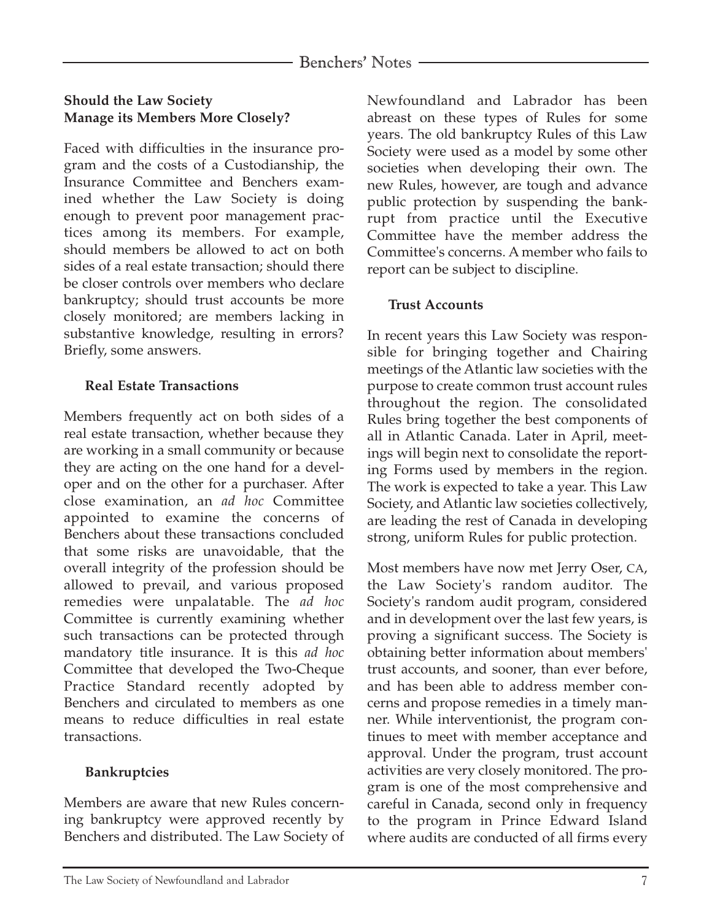## Should the Law Society Manage its Members More Closely?

Faced with difficulties in the insurance program and the costs of a Custodianship, the Insurance Committee and Benchers examined whether the Law Society is doing enough to prevent poor management practices among its members. For example, should members be allowed to act on both sides of a real estate transaction; should there be closer controls over members who declare bankruptcy; should trust accounts be more closely monitored; are members lacking in substantive knowledge, resulting in errors? Briefly, some answers.

### Real Estate Transactions

Members frequently act on both sides of a real estate transaction, whether because they are working in a small community or because they are acting on the one hand for a developer and on the other for a purchaser. After close examination, an *ad hoc* Committee appointed to examine the concerns of Benchers about these transactions concluded that some risks are unavoidable, that the overall integrity of the profession should be allowed to prevail, and various proposed remedies were unpalatable. The *ad hoc* Committee is currently examining whether such transactions can be protected through mandatory title insurance. It is this *ad hoc* Committee that developed the Two-Cheque Practice Standard recently adopted by Benchers and circulated to members as one means to reduce difficulties in real estate transactions.

### Bankruptcies

Members are aware that new Rules concerning bankruptcy were approved recently by Benchers and distributed. The Law Society of Newfoundland and Labrador has been abreast on these types of Rules for some years. The old bankruptcy Rules of this Law Society were used as a model by some other societies when developing their own. The new Rules, however, are tough and advance public protection by suspending the bankrupt from practice until the Executive Committee have the member address the Committee's concerns. A member who fails to report can be subject to discipline.

### Trust Accounts

In recent years this Law Society was responsible for bringing together and Chairing meetings of the Atlantic law societies with the purpose to create common trust account rules throughout the region. The consolidated Rules bring together the best components of all in Atlantic Canada. Later in April, meetings will begin next to consolidate the reporting Forms used by members in the region. The work is expected to take a year. This Law Society, and Atlantic law societies collectively, are leading the rest of Canada in developing strong, uniform Rules for public protection.

Most members have now met Jerry Oser, CA, the Law Society's random auditor. The Society's random audit program, considered and in development over the last few years, is proving a significant success. The Society is obtaining better information about members' trust accounts, and sooner, than ever before, and has been able to address member concerns and propose remedies in a timely manner. While interventionist, the program continues to meet with member acceptance and approval. Under the program, trust account activities are very closely monitored. The program is one of the most comprehensive and careful in Canada, second only in frequency to the program in Prince Edward Island where audits are conducted of all firms every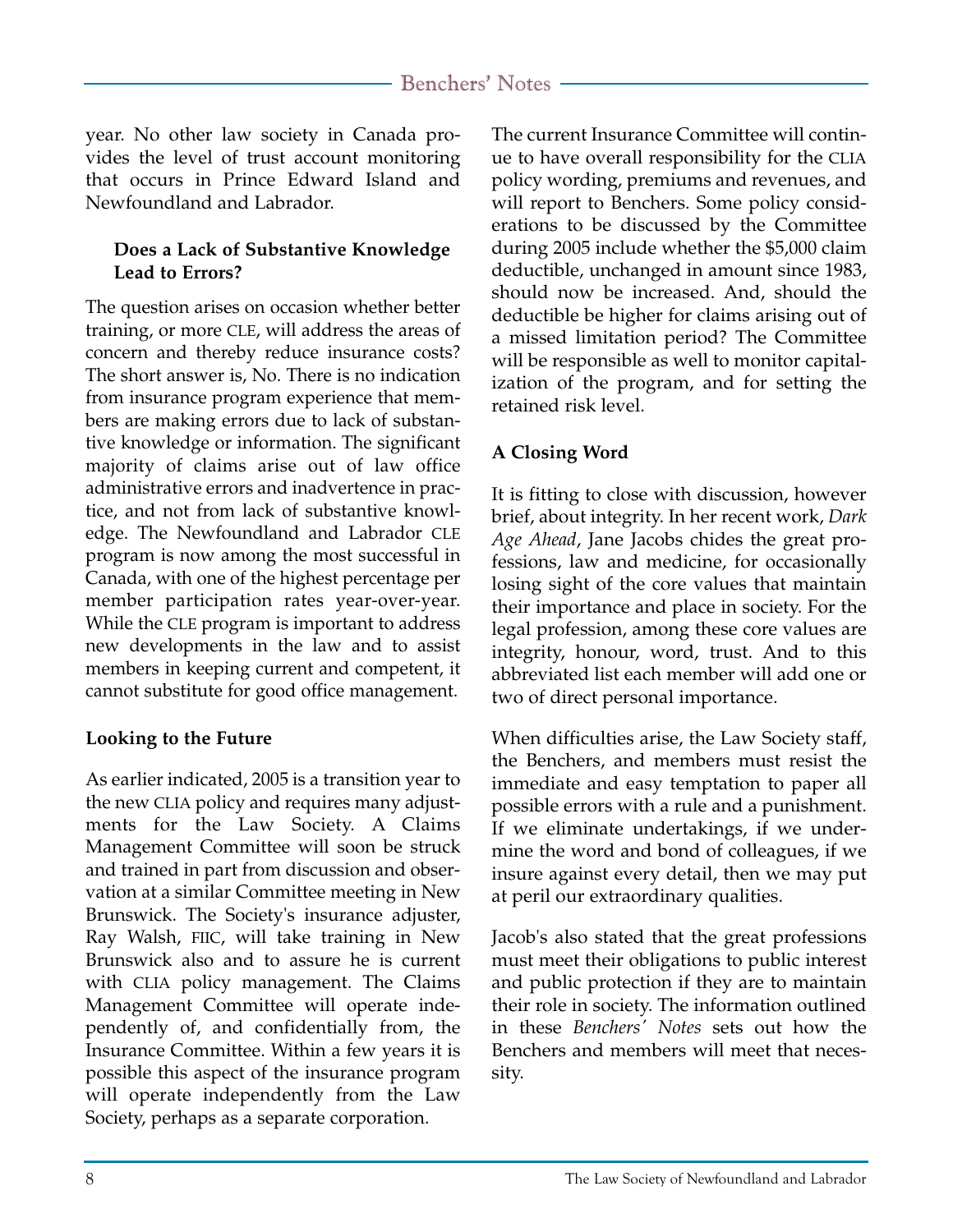year. No other law society in Canada provides the level of trust account monitoring that occurs in Prince Edward Island and Newfoundland and Labrador.

### Does a Lack of Substantive Knowledge Lead to Errors?

The question arises on occasion whether better training, or more CLE, will address the areas of concern and thereby reduce insurance costs? The short answer is, No. There is no indication from insurance program experience that members are making errors due to lack of substantive knowledge or information. The significant majority of claims arise out of law office administrative errors and inadvertence in practice, and not from lack of substantive knowledge. The Newfoundland and Labrador CLE program is now among the most successful in Canada, with one of the highest percentage per member participation rates year-over-year. While the CLE program is important to address new developments in the law and to assist members in keeping current and competent, it cannot substitute for good office management.

### Looking to the Future

As earlier indicated, 2005 is a transition year to the new CLIA policy and requires many adjustments for the Law Society. A Claims Management Committee will soon be struck and trained in part from discussion and observation at a similar Committee meeting in New Brunswick. The Society's insurance adjuster, Ray Walsh, FIIC, will take training in New Brunswick also and to assure he is current with CLIA policy management. The Claims Management Committee will operate independently of, and confidentially from, the Insurance Committee. Within a few years it is possible this aspect of the insurance program will operate independently from the Law Society, perhaps as a separate corporation.

The current Insurance Committee will continue to have overall responsibility for the CLIA policy wording, premiums and revenues, and will report to Benchers. Some policy considerations to be discussed by the Committee during 2005 include whether the $5,000 claim deductible, unchanged in amount since 1983, should now be increased. And, should the deductible be higher for claims arising out of a missed limitation period? The Committee will be responsible as well to monitor capitalization of the program, and for setting the retained risk level.

### A Closing Word

It is fitting to close with discussion, however brief, about integrity. In her recent work, *Dark Age Ahead*, Jane Jacobs chides the great professions, law and medicine, for occasionally losing sight of the core values that maintain their importance and place in society. For the legal profession, among these core values are integrity, honour, word, trust. And to this abbreviated list each member will add one or two of direct personal importance.

When difficulties arise, the Law Society staff, the Benchers, and members must resist the immediate and easy temptation to paper all possible errors with a rule and a punishment. If we eliminate undertakings, if we undermine the word and bond of colleagues, if we insure against every detail, then we may put at peril our extraordinary qualities.

Jacob's also stated that the great professions must meet their obligations to public interest and public protection if they are to maintain their role in society. The information outlined in these *Benchers' Notes* sets out how the Benchers and members will meet that necessity.